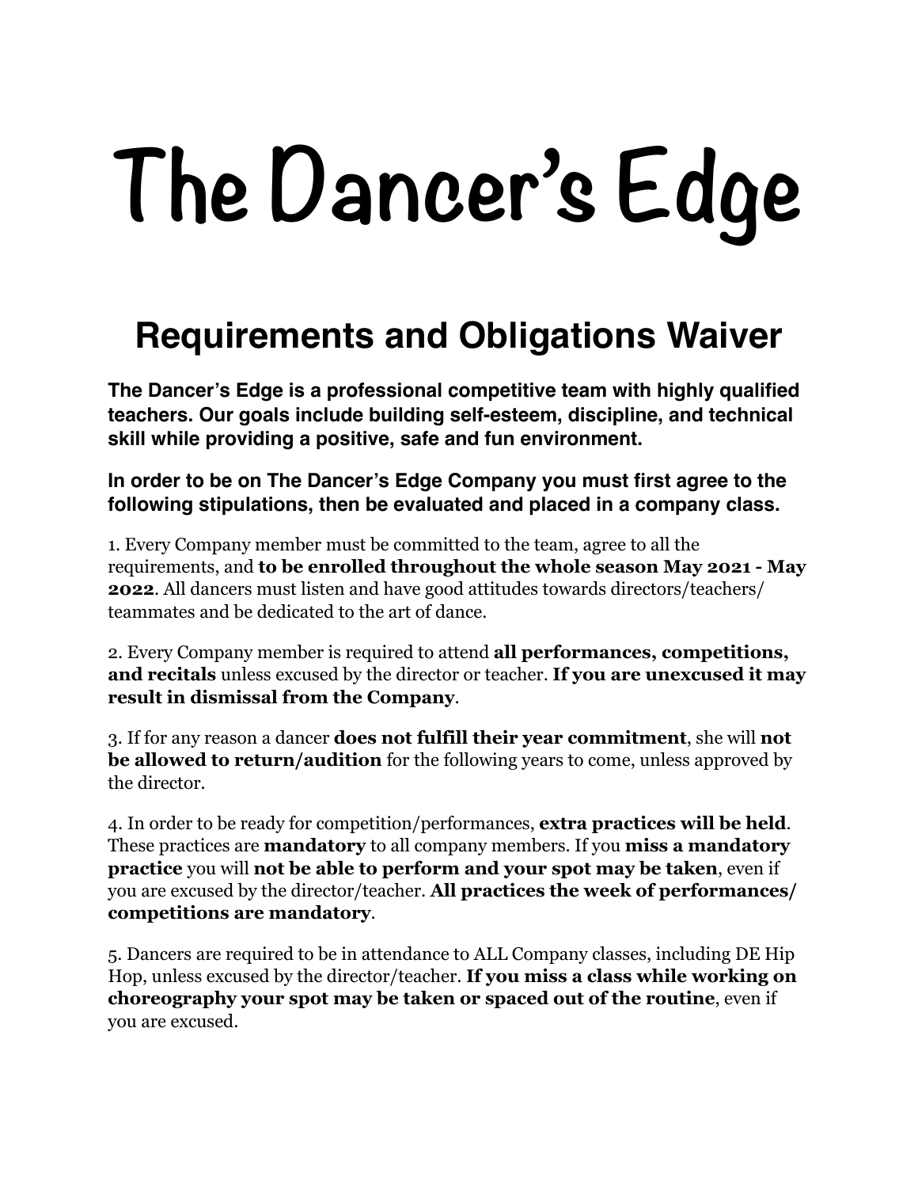# The Dancer's Edge

## Requirements and Obligations Waiver

**The Dancer's Edge is a professional competitive team with highly qualified teachers. Our goals include building self-esteem, discipline, and technical skill while providing a positive, safe and fun environment.**

**In order to be on The Dancer's Edge Company you must first agree to the following stipulations, then be evaluated and placed in a company class.**

1. Every Company member must be committed to the team, agree to all the requirements, and **to be enrolled throughout the whole season May 2021 - May 2022**. All dancers must listen and have good attitudes towards directors/teachers/teammates and be dedicated to the art of dance.

2. Every Company member is required to attend **all performances, competitions, and recitals** unless excused by the director or teacher. **If you are unexcused it may result in dismissal from the Company**.

3. If for any reason a dancer **does not fulfill their year commitment**, she will **not be allowed to return/audition** for the following years to come, unless approved by the director.

4. In order to be ready for competition/performances, **extra practices will be held**. These practices are **mandatory** to all company members. If you **miss a mandatory practice** you will **not be able to perform and your spot may be taken**, even if you are excused by the director/teacher. **All practices the week of performances/competitions are mandatory**.

5. Dancers are required to be in attendance to ALL Company classes, including DE Hip Hop, unless excused by the director/teacher. **If you miss a class while working on choreography your spot may be taken or spaced out of the routine**, even if you are excused.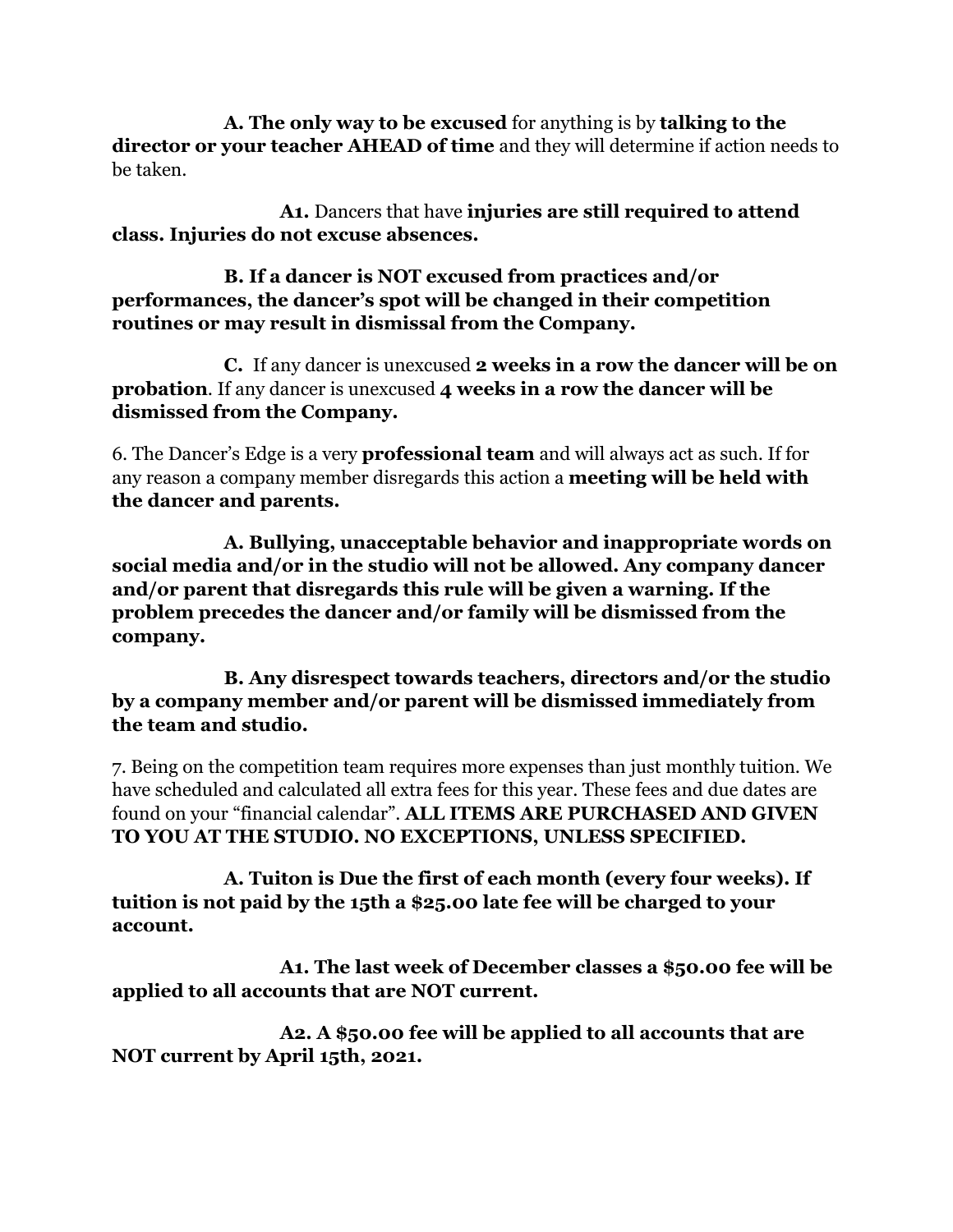**A. The only way to be excused** for anything is by **talking to the director or your teacher AHEAD of time** and they will determine if action needs to be taken.

**A1.** Dancers that have **injuries are still required to attend class. Injuries do not excuse absences.**

**B. If a dancer is NOT excused from practices and/or performances, the dancer's spot will be changed in their competition routines or may result in dismissal from the Company.**

**C.** If any dancer is unexcused **2 weeks in a row the dancer will be on probation**. If any dancer is unexcused **4 weeks in a row the dancer will be dismissed from the Company.**

6. The Dancer's Edge is a very **professional team** and will always act as such. If for any reason a company member disregards this action a **meeting will be held with the dancer and parents.**

**A. Bullying, unacceptable behavior and inappropriate words on social media and/or in the studio will not be allowed. Any company dancer and/or parent that disregards this rule will be given a warning. If the problem precedes the dancer and/or family will be dismissed from the company.**

**B. Any disrespect towards teachers, directors and/or the studio by a company member and/or parent will be dismissed immediately from the team and studio.**

7. Being on the competition team requires more expenses than just monthly tuition. We have scheduled and calculated all extra fees for this year. These fees and due dates are found on your "financial calendar". **ALL ITEMS ARE PURCHASED AND GIVEN TO YOU AT THE STUDIO. NO EXCEPTIONS, UNLESS SPECIFIED.**

**A. Tuiton is Due the first of each month (every four weeks). If tuition is not paid by the 15th a $25.00 late fee will be charged to your account.**

**A1. The last week of December classes a $50.00 fee will be applied to all accounts that are NOT current.**

**A2. A $50.00 fee will be applied to all accounts that are NOT current by April 15th, 2021.**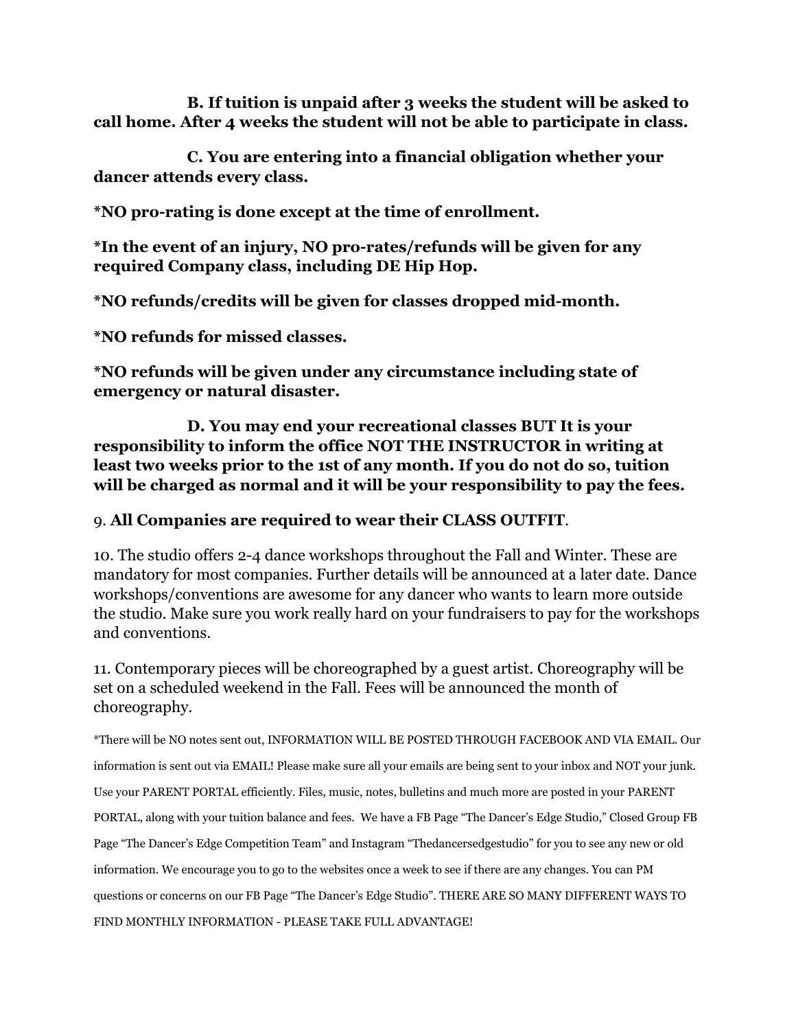**B. If tuition is unpaid after 3 weeks the student will be asked to call home. After 4 weeks the student will not be able to participate in class.**

**C. You are entering into a financial obligation whether your dancer attends every class.**

**\*NO pro-rating is done except at the time of enrollment.**

**\*In the event of an injury, NO pro-rates/refunds will be given for any required Company class, including DE Hip Hop.**

**\*NO refunds/credits will be given for classes dropped mid-month.**

**\*NO refunds for missed classes.**

**\*NO refunds will be given under any circumstance including state of emergency or natural disaster.**

**D. You may end your recreational classes BUT It is your responsibility to inform the office NOT THE INSTRUCTOR in writing at least two weeks prior to the 1st of any month. If you do not do so, tuition will be charged as normal and it will be your responsibility to pay the fees.**

9. **All Companies are required to wear their CLASS OUTFIT**.

10. The studio offers 2-4 dance workshops throughout the Fall and Winter. These are mandatory for most companies. Further details will be announced at a later date. Dance workshops/conventions are awesome for any dancer who wants to learn more outside the studio. Make sure you work really hard on your fundraisers to pay for the workshops and conventions.

11. Contemporary pieces will be choreographed by a guest artist. Choreography will be set on a scheduled weekend in the Fall. Fees will be announced the month of choreography.

*There will be NO notes sent out, INFORMATION WILL BE POSTED THROUGH FACEBOOK AND VIA EMAIL. Our information is sent out via EMAIL! Please make sure all your emails are being sent to your inbox and NOT your junk. Use your PARENT PORTAL efficiently. Files, music, notes, bulletins and much more are posted in your PARENT PORTAL, along with your tuition balance and fees. We have a FB Page "The Dancer's Edge Studio," Closed Group FB Page "The Dancer's Edge Competition Team" and Instagram "Thedancersedgestudio" for you to see any new or old information. We encourage you to go to the websites once a week to see if there are any changes. You can PM questions or concerns on our FB Page "The Dancer's Edge Studio". THERE ARE SO MANY DIFFERENT WAYS TO FIND MONTHLY INFORMATION - PLEASE TAKE FULL ADVANTAGE!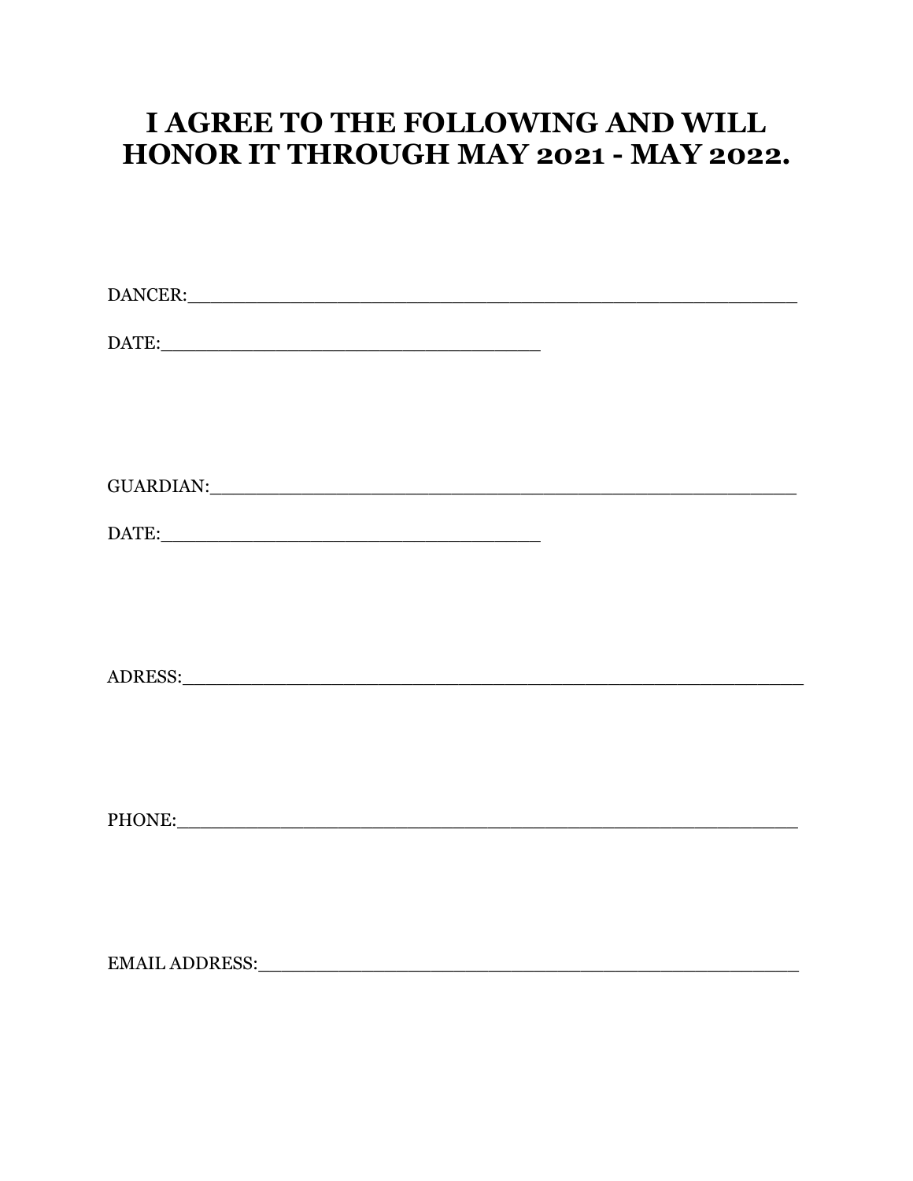# I AGREE TO THE FOLLOWING AND WILL HONOR IT THROUGH MAY 2021 - MAY 2022.

DANCER:_______________________________________________________

DATE:___________________________________

GUARDIAN:_____________________________________________________

DATE:___________________________________

ADRESS:________________________________________________________

PHONE:_________________________________________________________

EMAIL ADDRESS:_________________________________________________